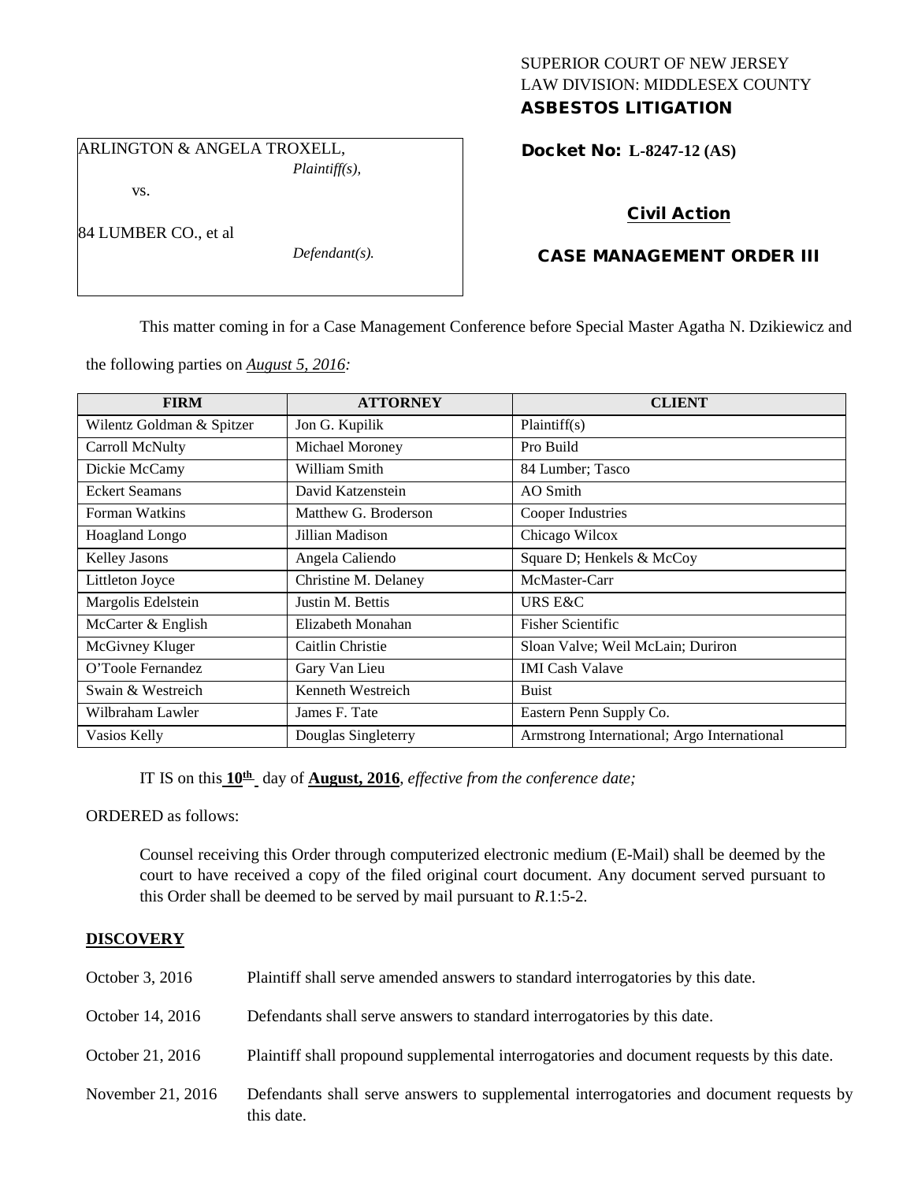SUPERIOR COURT OF NEW JERSEY
LAW DIVISION: MIDDLESEX COUNTY
**ASBESTOS LITIGATION**

ARLINGTON & ANGELA TROXELL,
*Plaintiff(s),*

vs.

84 LUMBER CO., et al
*Defendant(s).*

**Docket No: L-8247-12 (AS)**

**Civil Action**

**CASE MANAGEMENT ORDER III**

This matter coming in for a Case Management Conference before Special Master Agatha N. Dzikiewicz and the following parties on *August 5, 2016:*

| FIRM | ATTORNEY | CLIENT |
|---|---|---|
| Wilentz Goldman & Spitzer | Jon G. Kupilik | Plaintiff(s) |
| Carroll McNulty | Michael Moroney | Pro Build |
| Dickie McCamy | William Smith | 84 Lumber; Tasco |
| Eckert Seamans | David Katzenstein | AO Smith |
| Forman Watkins | Matthew G. Broderson | Cooper Industries |
| Hoagland Longo | Jillian Madison | Chicago Wilcox |
| Kelley Jasons | Angela Caliendo | Square D; Henkels & McCoy |
| Littleton Joyce | Christine M. Delaney | McMaster-Carr |
| Margolis Edelstein | Justin M. Bettis | URS E&C |
| McCarter & English | Elizabeth Monahan | Fisher Scientific |
| McGivney Kluger | Caitlin Christie | Sloan Valve; Weil McLain; Duriron |
| O'Toole Fernandez | Gary Van Lieu | IMI Cash Valave |
| Swain & Westreich | Kenneth Westreich | Buist |
| Wilbraham Lawler | James F. Tate | Eastern Penn Supply Co. |
| Vasios Kelly | Douglas Singleterry | Armstrong International; Argo International |

IT IS on this **10th** day of **August, 2016**, *effective from the conference date;*

ORDERED as follows:

Counsel receiving this Order through computerized electronic medium (E-Mail) shall be deemed by the court to have received a copy of the filed original court document. Any document served pursuant to this Order shall be deemed to be served by mail pursuant to *R*.1:5-2.

## DISCOVERY

| | |
|---|---|
| October 3, 2016 | Plaintiff shall serve amended answers to standard interrogatories by this date. |
| October 14, 2016 | Defendants shall serve answers to standard interrogatories by this date. |
| October 21, 2016 | Plaintiff shall propound supplemental interrogatories and document requests by this date. |
| November 21, 2016 | Defendants shall serve answers to supplemental interrogatories and document requests by this date. |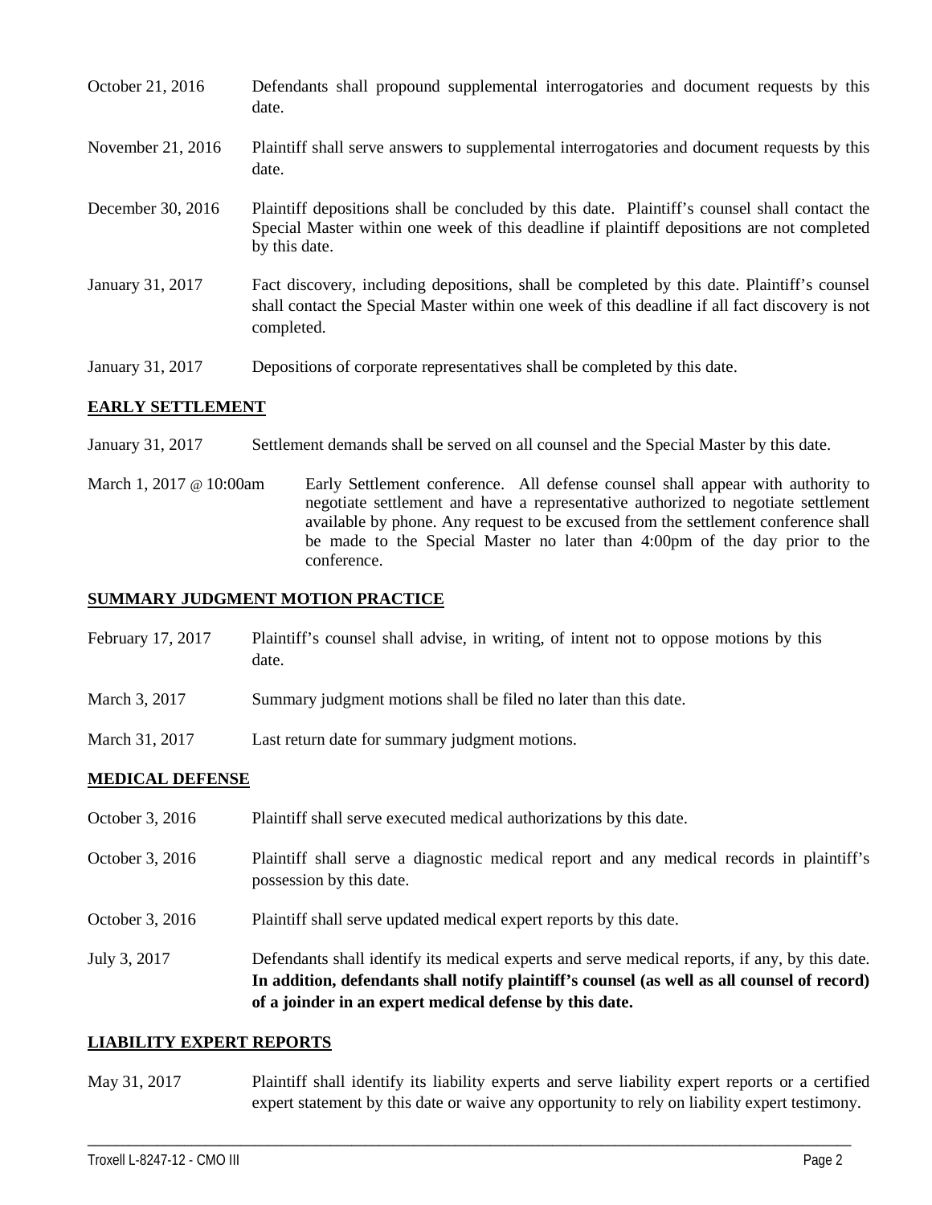| | |
|---|---|
| October 21, 2016 | Defendants shall propound supplemental interrogatories and document requests by this date. |
| November 21, 2016 | Plaintiff shall serve answers to supplemental interrogatories and document requests by this date. |
| December 30, 2016 | Plaintiff depositions shall be concluded by this date. Plaintiff's counsel shall contact the Special Master within one week of this deadline if plaintiff depositions are not completed by this date. |
| January 31, 2017 | Fact discovery, including depositions, shall be completed by this date. Plaintiff's counsel shall contact the Special Master within one week of this deadline if all fact discovery is not completed. |
| January 31, 2017 | Depositions of corporate representatives shall be completed by this date. |

**EARLY SETTLEMENT**

| | |
|---|---|
| January 31, 2017 | Settlement demands shall be served on all counsel and the Special Master by this date. |
| March 1, 2017 @ 10:00am | Early Settlement conference. All defense counsel shall appear with authority to negotiate settlement and have a representative authorized to negotiate settlement available by phone. Any request to be excused from the settlement conference shall be made to the Special Master no later than 4:00pm of the day prior to the conference. |

**SUMMARY JUDGMENT MOTION PRACTICE**

| | |
|---|---|
| February 17, 2017 | Plaintiff's counsel shall advise, in writing, of intent not to oppose motions by this date. |
| March 3, 2017 | Summary judgment motions shall be filed no later than this date. |
| March 31, 2017 | Last return date for summary judgment motions. |

**MEDICAL DEFENSE**

| | |
|---|---|
| October 3, 2016 | Plaintiff shall serve executed medical authorizations by this date. |
| October 3, 2016 | Plaintiff shall serve a diagnostic medical report and any medical records in plaintiff's possession by this date. |
| October 3, 2016 | Plaintiff shall serve updated medical expert reports by this date. |
| July 3, 2017 | Defendants shall identify its medical experts and serve medical reports, if any, by this date. **In addition, defendants shall notify plaintiff's counsel (as well as all counsel of record) of a joinder in an expert medical defense by this date.** |

**LIABILITY EXPERT REPORTS**

| | |
|---|---|
| May 31, 2017 | Plaintiff shall identify its liability experts and serve liability expert reports or a certified expert statement by this date or waive any opportunity to rely on liability expert testimony. |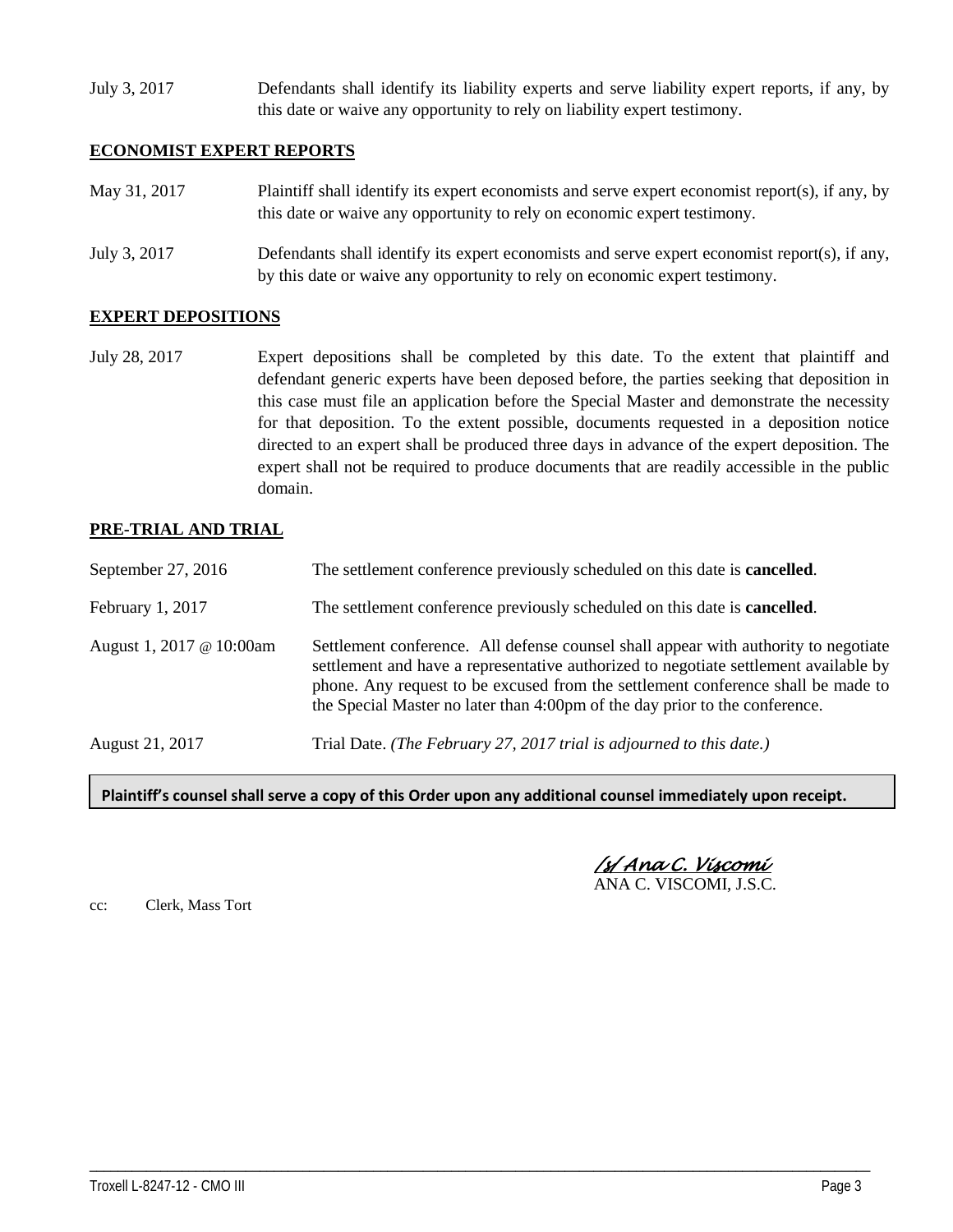| | |
|---|---|
| July 3, 2017 | Defendants shall identify its liability experts and serve liability expert reports, if any, by this date or waive any opportunity to rely on liability expert testimony. |

## ECONOMIST EXPERT REPORTS

| | |
|---|---|
| May 31, 2017 | Plaintiff shall identify its expert economists and serve expert economist report(s), if any, by this date or waive any opportunity to rely on economic expert testimony. |
| July 3, 2017 | Defendants shall identify its expert economists and serve expert economist report(s), if any, by this date or waive any opportunity to rely on economic expert testimony. |

## EXPERT DEPOSITIONS

| | |
|---|---|
| July 28, 2017 | Expert depositions shall be completed by this date. To the extent that plaintiff and defendant generic experts have been deposed before, the parties seeking that deposition in this case must file an application before the Special Master and demonstrate the necessity for that deposition. To the extent possible, documents requested in a deposition notice directed to an expert shall be produced three days in advance of the expert deposition. The expert shall not be required to produce documents that are readily accessible in the public domain. |

## PRE-TRIAL AND TRIAL

| | |
|---|---|
| September 27, 2016 | The settlement conference previously scheduled on this date is **cancelled**. |
| February 1, 2017 | The settlement conference previously scheduled on this date is **cancelled**. |
| August 1, 2017 @ 10:00am | Settlement conference. All defense counsel shall appear with authority to negotiate settlement and have a representative authorized to negotiate settlement available by phone. Any request to be excused from the settlement conference shall be made to the Special Master no later than 4:00pm of the day prior to the conference. |
| August 21, 2017 | Trial Date. *(The February 27, 2017 trial is adjourned to this date.)* |

**Plaintiff's counsel shall serve a copy of this Order upon any additional counsel immediately upon receipt.**

*/s/ Ana C. Viscomi*
ANA C. VISCOMI, J.S.C.

cc: Clerk, Mass Tort

Troxell L-8247-12 - CMO III